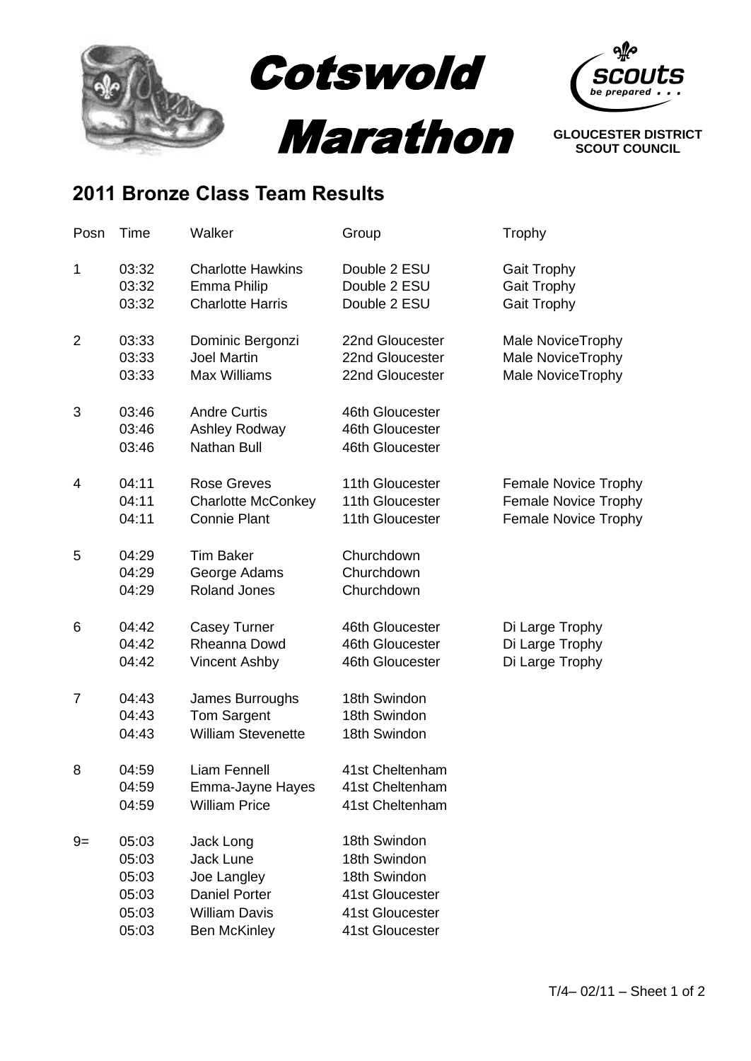# Cotswold Marathon

GLOUCESTER DISTRICT SCOUT COUNCIL

scouts *be prepared . . .*

## 2011 Bronze Class Team Results

| Posn | Time | Walker | Group | Trophy |
|---|---|---|---|---|
| 1 | 03:32 | Charlotte Hawkins | Double 2 ESU | Gait Trophy |
| | 03:32 | Emma Philip | Double 2 ESU | Gait Trophy |
| | 03:32 | Charlotte Harris | Double 2 ESU | Gait Trophy |
| 2 | 03:33 | Dominic Bergonzi | 22nd Gloucester | Male NoviceTrophy |
| | 03:33 | Joel Martin | 22nd Gloucester | Male NoviceTrophy |
| | 03:33 | Max Williams | 22nd Gloucester | Male NoviceTrophy |
| 3 | 03:46 | Andre Curtis | 46th Gloucester | |
| | 03:46 | Ashley Rodway | 46th Gloucester | |
| | 03:46 | Nathan Bull | 46th Gloucester | |
| 4 | 04:11 | Rose Greves | 11th Gloucester | Female Novice Trophy |
| | 04:11 | Charlotte McConkey | 11th Gloucester | Female Novice Trophy |
| | 04:11 | Connie Plant | 11th Gloucester | Female Novice Trophy |
| 5 | 04:29 | Tim Baker | Churchdown | |
| | 04:29 | George Adams | Churchdown | |
| | 04:29 | Roland Jones | Churchdown | |
| 6 | 04:42 | Casey Turner | 46th Gloucester | Di Large Trophy |
| | 04:42 | Rheanna Dowd | 46th Gloucester | Di Large Trophy |
| | 04:42 | Vincent Ashby | 46th Gloucester | Di Large Trophy |
| 7 | 04:43 | James Burroughs | 18th Swindon | |
| | 04:43 | Tom Sargent | 18th Swindon | |
| | 04:43 | William Stevenette | 18th Swindon | |
| 8 | 04:59 | Liam Fennell | 41st Cheltenham | |
| | 04:59 | Emma-Jayne Hayes | 41st Cheltenham | |
| | 04:59 | William Price | 41st Cheltenham | |
| 9= | 05:03 | Jack Long | 18th Swindon | |
| | 05:03 | Jack Lune | 18th Swindon | |
| | 05:03 | Joe Langley | 18th Swindon | |
| | 05:03 | Daniel Porter | 41st Gloucester | |
| | 05:03 | William Davis | 41st Gloucester | |
| | 05:03 | Ben McKinley | 41st Gloucester | |

T/4– 02/11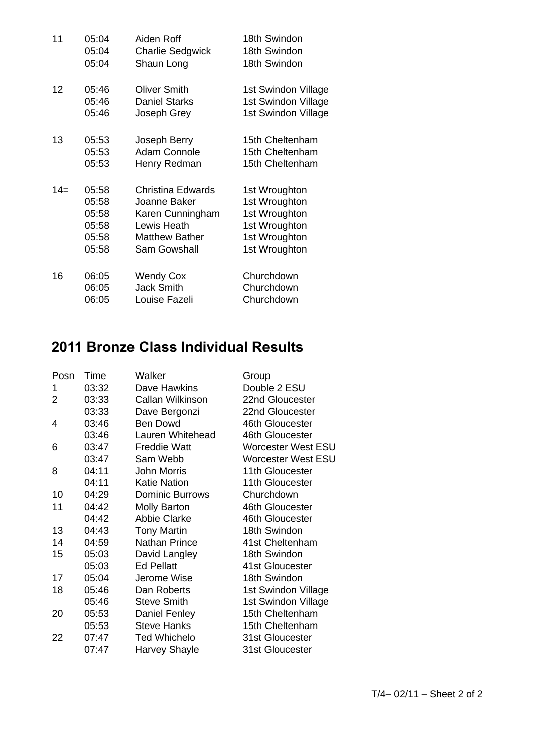| | | | |
|---|---|---|---|
| 11 | 05:04 | Aiden Roff | 18th Swindon |
| | 05:04 | Charlie Sedgwick | 18th Swindon |
| | 05:04 | Shaun Long | 18th Swindon |
| 12 | 05:46 | Oliver Smith | 1st Swindon Village |
| | 05:46 | Daniel Starks | 1st Swindon Village |
| | 05:46 | Joseph Grey | 1st Swindon Village |
| 13 | 05:53 | Joseph Berry | 15th Cheltenham |
| | 05:53 | Adam Connole | 15th Cheltenham |
| | 05:53 | Henry Redman | 15th Cheltenham |
| 14= | 05:58 | Christina Edwards | 1st Wroughton |
| | 05:58 | Joanne Baker | 1st Wroughton |
| | 05:58 | Karen Cunningham | 1st Wroughton |
| | 05:58 | Lewis Heath | 1st Wroughton |
| | 05:58 | Matthew Bather | 1st Wroughton |
| | 05:58 | Sam Gowshall | 1st Wroughton |
| 16 | 06:05 | Wendy Cox | Churchdown |
| | 06:05 | Jack Smith | Churchdown |
| | 06:05 | Louise Fazeli | Churchdown |

## 2011 Bronze Class Individual Results

| Posn | Time | Walker | Group |
|---|---|---|---|
| 1 | 03:32 | Dave Hawkins | Double 2 ESU |
| 2 | 03:33 | Callan Wilkinson | 22nd Gloucester |
| | 03:33 | Dave Bergonzi | 22nd Gloucester |
| 4 | 03:46 | Ben Dowd | 46th Gloucester |
| | 03:46 | Lauren Whitehead | 46th Gloucester |
| 6 | 03:47 | Freddie Watt | Worcester West ESU |
| | 03:47 | Sam Webb | Worcester West ESU |
| 8 | 04:11 | John Morris | 11th Gloucester |
| | 04:11 | Katie Nation | 11th Gloucester |
| 10 | 04:29 | Dominic Burrows | Churchdown |
| 11 | 04:42 | Molly Barton | 46th Gloucester |
| | 04:42 | Abbie Clarke | 46th Gloucester |
| 13 | 04:43 | Tony Martin | 18th Swindon |
| 14 | 04:59 | Nathan Prince | 41st Cheltenham |
| 15 | 05:03 | David Langley | 18th Swindon |
| | 05:03 | Ed Pellatt | 41st Gloucester |
| 17 | 05:04 | Jerome Wise | 18th Swindon |
| 18 | 05:46 | Dan Roberts | 1st Swindon Village |
| | 05:46 | Steve Smith | 1st Swindon Village |
| 20 | 05:53 | Daniel Fenley | 15th Cheltenham |
| | 05:53 | Steve Hanks | 15th Cheltenham |
| 22 | 07:47 | Ted Whichelo | 31st Gloucester |
| | 07:47 | Harvey Shayle | 31st Gloucester |

T/4– 02/11 – Sheet 2 of 2